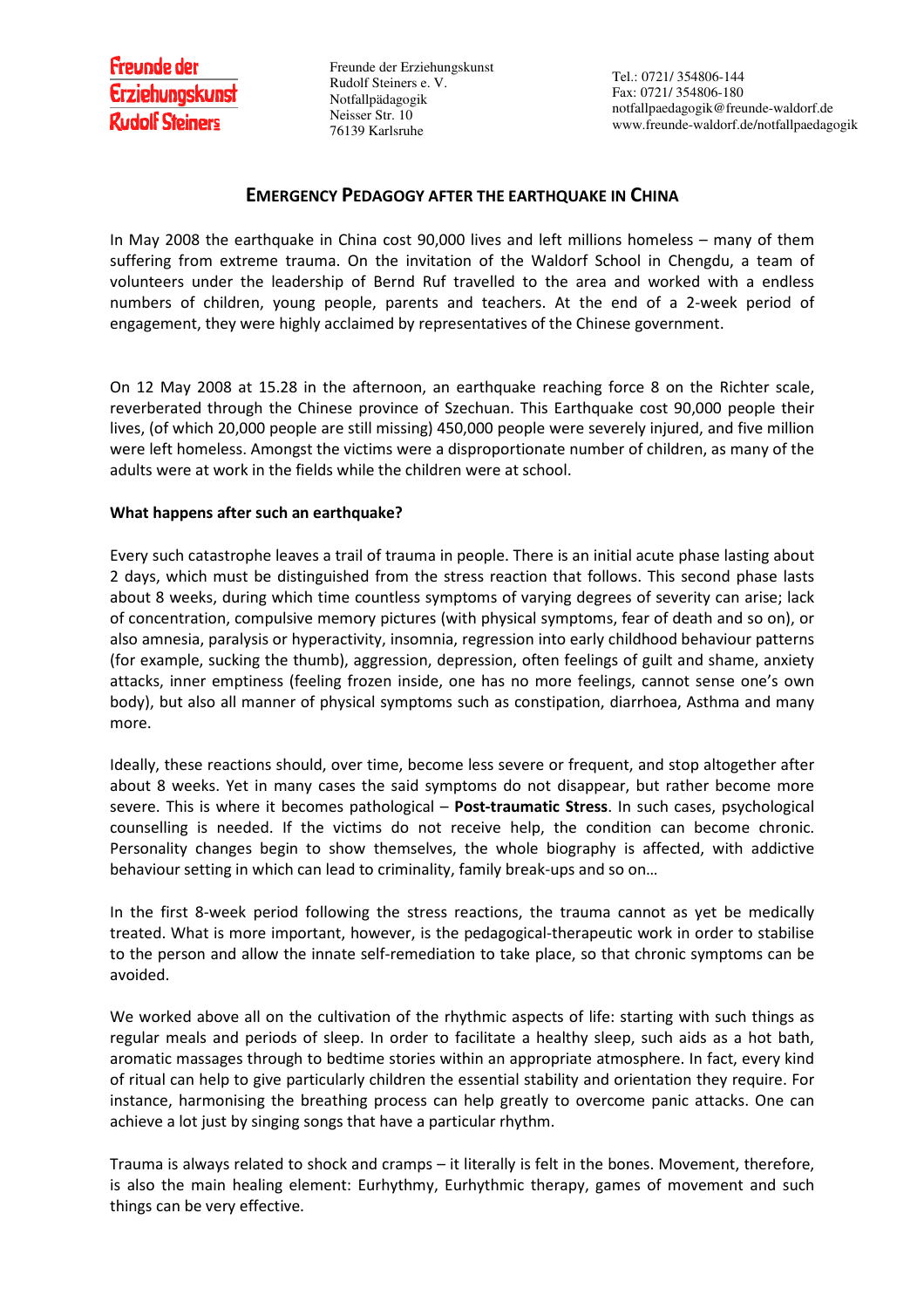Freunde der Erziehungskunst Rudolf Steiners

Freunde der Erziehungskunst
Rudolf Steiners e. V.
Notfallpädagogik
Neisser Str. 10
76139 Karlsruhe

Tel.: 0721/ 354806-144
Fax: 0721/ 354806-180
notfallpaedagogik@freunde-waldorf.de
www.freunde-waldorf.de/notfallpaedagogik

# EMERGENCY PEDAGOGY AFTER THE EARTHQUAKE IN CHINA

In May 2008 the earthquake in China cost 90,000 lives and left millions homeless – many of them suffering from extreme trauma. On the invitation of the Waldorf School in Chengdu, a team of volunteers under the leadership of Bernd Ruf travelled to the area and worked with a endless numbers of children, young people, parents and teachers. At the end of a 2-week period of engagement, they were highly acclaimed by representatives of the Chinese government.

On 12 May 2008 at 15.28 in the afternoon, an earthquake reaching force 8 on the Richter scale, reverberated through the Chinese province of Szechuan. This Earthquake cost 90,000 people their lives, (of which 20,000 people are still missing) 450,000 people were severely injured, and five million were left homeless. Amongst the victims were a disproportionate number of children, as many of the adults were at work in the fields while the children were at school.

**What happens after such an earthquake?**

Every such catastrophe leaves a trail of trauma in people. There is an initial acute phase lasting about 2 days, which must be distinguished from the stress reaction that follows. This second phase lasts about 8 weeks, during which time countless symptoms of varying degrees of severity can arise; lack of concentration, compulsive memory pictures (with physical symptoms, fear of death and so on), or also amnesia, paralysis or hyperactivity, insomnia, regression into early childhood behaviour patterns (for example, sucking the thumb), aggression, depression, often feelings of guilt and shame, anxiety attacks, inner emptiness (feeling frozen inside, one has no more feelings, cannot sense one's own body), but also all manner of physical symptoms such as constipation, diarrhoea, Asthma and many more.

Ideally, these reactions should, over time, become less severe or frequent, and stop altogether after about 8 weeks. Yet in many cases the said symptoms do not disappear, but rather become more severe. This is where it becomes pathological – **Post-traumatic Stress**. In such cases, psychological counselling is needed. If the victims do not receive help, the condition can become chronic. Personality changes begin to show themselves, the whole biography is affected, with addictive behaviour setting in which can lead to criminality, family break-ups and so on…

In the first 8-week period following the stress reactions, the trauma cannot as yet be medically treated. What is more important, however, is the pedagogical-therapeutic work in order to stabilise to the person and allow the innate self-remediation to take place, so that chronic symptoms can be avoided.

We worked above all on the cultivation of the rhythmic aspects of life: starting with such things as regular meals and periods of sleep. In order to facilitate a healthy sleep, such aids as a hot bath, aromatic massages through to bedtime stories within an appropriate atmosphere. In fact, every kind of ritual can help to give particularly children the essential stability and orientation they require. For instance, harmonising the breathing process can help greatly to overcome panic attacks. One can achieve a lot just by singing songs that have a particular rhythm.

Trauma is always related to shock and cramps – it literally is felt in the bones. Movement, therefore, is also the main healing element: Eurhythmy, Eurhythmic therapy, games of movement and such things can be very effective.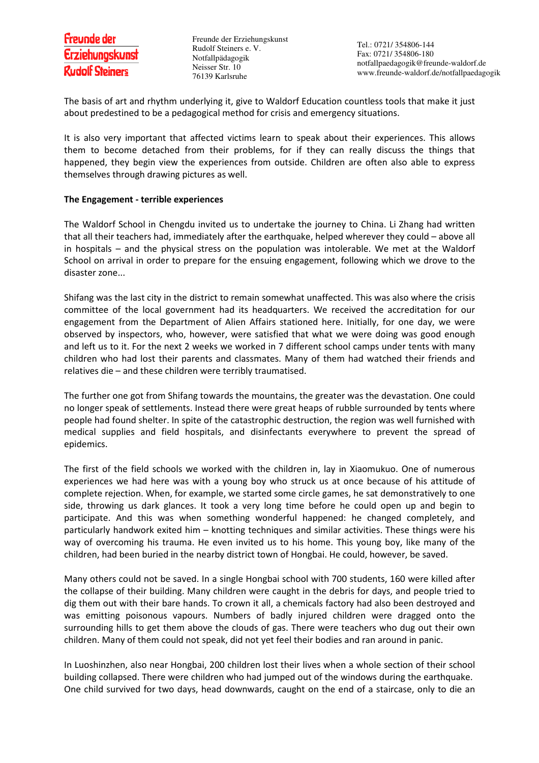The basis of art and rhythm underlying it, give to Waldorf Education countless tools that make it just about predestined to be a pedagogical method for crisis and emergency situations.

It is also very important that affected victims learn to speak about their experiences. This allows them to become detached from their problems, for if they can really discuss the things that happened, they begin view the experiences from outside. Children are often also able to express themselves through drawing pictures as well.

**The Engagement - terrible experiences**

The Waldorf School in Chengdu invited us to undertake the journey to China. Li Zhang had written that all their teachers had, immediately after the earthquake, helped wherever they could – above all in hospitals – and the physical stress on the population was intolerable. We met at the Waldorf School on arrival in order to prepare for the ensuing engagement, following which we drove to the disaster zone...

Shifang was the last city in the district to remain somewhat unaffected. This was also where the crisis committee of the local government had its headquarters. We received the accreditation for our engagement from the Department of Alien Affairs stationed here. Initially, for one day, we were observed by inspectors, who, however, were satisfied that what we were doing was good enough and left us to it. For the next 2 weeks we worked in 7 different school camps under tents with many children who had lost their parents and classmates. Many of them had watched their friends and relatives die – and these children were terribly traumatised.

The further one got from Shifang towards the mountains, the greater was the devastation. One could no longer speak of settlements. Instead there were great heaps of rubble surrounded by tents where people had found shelter. In spite of the catastrophic destruction, the region was well furnished with medical supplies and field hospitals, and disinfectants everywhere to prevent the spread of epidemics.

The first of the field schools we worked with the children in, lay in Xiaomukuo. One of numerous experiences we had here was with a young boy who struck us at once because of his attitude of complete rejection. When, for example, we started some circle games, he sat demonstratively to one side, throwing us dark glances. It took a very long time before he could open up and begin to participate. And this was when something wonderful happened: he changed completely, and particularly handwork exited him – knotting techniques and similar activities. These things were his way of overcoming his trauma. He even invited us to his home. This young boy, like many of the children, had been buried in the nearby district town of Hongbai. He could, however, be saved.

Many others could not be saved. In a single Hongbai school with 700 students, 160 were killed after the collapse of their building. Many children were caught in the debris for days, and people tried to dig them out with their bare hands. To crown it all, a chemicals factory had also been destroyed and was emitting poisonous vapours. Numbers of badly injured children were dragged onto the surrounding hills to get them above the clouds of gas. There were teachers who dug out their own children. Many of them could not speak, did not yet feel their bodies and ran around in panic.

In Luoshinzhen, also near Hongbai, 200 children lost their lives when a whole section of their school building collapsed. There were children who had jumped out of the windows during the earthquake. One child survived for two days, head downwards, caught on the end of a staircase, only to die an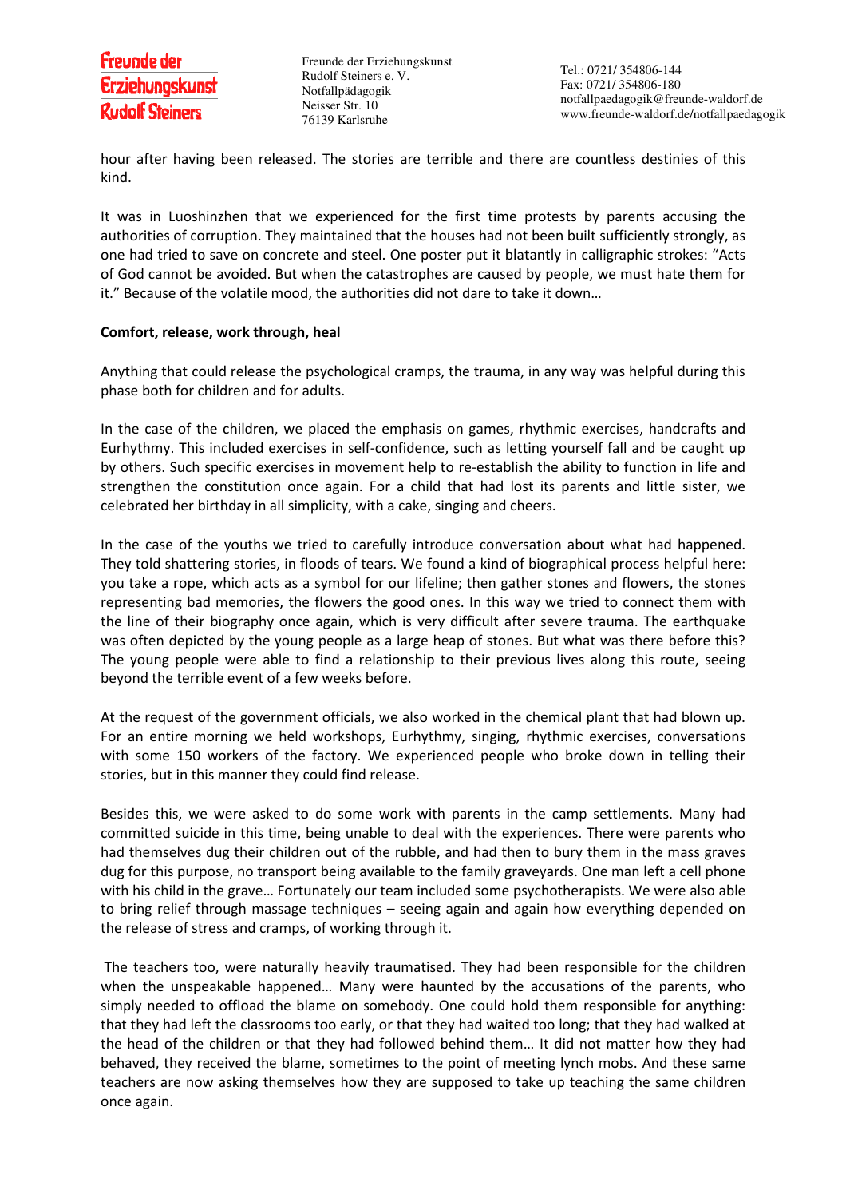hour after having been released. The stories are terrible and there are countless destinies of this kind.

It was in Luoshinzhen that we experienced for the first time protests by parents accusing the authorities of corruption. They maintained that the houses had not been built sufficiently strongly, as one had tried to save on concrete and steel. One poster put it blatantly in calligraphic strokes: "Acts of God cannot be avoided. But when the catastrophes are caused by people, we must hate them for it." Because of the volatile mood, the authorities did not dare to take it down…

**Comfort, release, work through, heal**

Anything that could release the psychological cramps, the trauma, in any way was helpful during this phase both for children and for adults.

In the case of the children, we placed the emphasis on games, rhythmic exercises, handcrafts and Eurhythmy. This included exercises in self-confidence, such as letting yourself fall and be caught up by others. Such specific exercises in movement help to re-establish the ability to function in life and strengthen the constitution once again. For a child that had lost its parents and little sister, we celebrated her birthday in all simplicity, with a cake, singing and cheers.

In the case of the youths we tried to carefully introduce conversation about what had happened. They told shattering stories, in floods of tears. We found a kind of biographical process helpful here: you take a rope, which acts as a symbol for our lifeline; then gather stones and flowers, the stones representing bad memories, the flowers the good ones. In this way we tried to connect them with the line of their biography once again, which is very difficult after severe trauma. The earthquake was often depicted by the young people as a large heap of stones. But what was there before this? The young people were able to find a relationship to their previous lives along this route, seeing beyond the terrible event of a few weeks before.

At the request of the government officials, we also worked in the chemical plant that had blown up. For an entire morning we held workshops, Eurhythmy, singing, rhythmic exercises, conversations with some 150 workers of the factory. We experienced people who broke down in telling their stories, but in this manner they could find release.

Besides this, we were asked to do some work with parents in the camp settlements. Many had committed suicide in this time, being unable to deal with the experiences. There were parents who had themselves dug their children out of the rubble, and had then to bury them in the mass graves dug for this purpose, no transport being available to the family graveyards. One man left a cell phone with his child in the grave… Fortunately our team included some psychotherapists. We were also able to bring relief through massage techniques – seeing again and again how everything depended on the release of stress and cramps, of working through it.

The teachers too, were naturally heavily traumatised. They had been responsible for the children when the unspeakable happened… Many were haunted by the accusations of the parents, who simply needed to offload the blame on somebody. One could hold them responsible for anything: that they had left the classrooms too early, or that they had waited too long; that they had walked at the head of the children or that they had followed behind them… It did not matter how they had behaved, they received the blame, sometimes to the point of meeting lynch mobs. And these same teachers are now asking themselves how they are supposed to take up teaching the same children once again.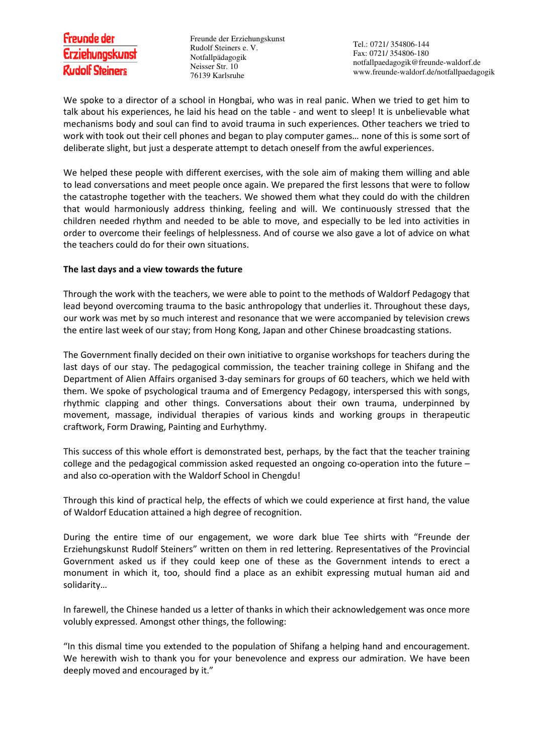We spoke to a director of a school in Hongbai, who was in real panic. When we tried to get him to talk about his experiences, he laid his head on the table - and went to sleep! It is unbelievable what mechanisms body and soul can find to avoid trauma in such experiences. Other teachers we tried to work with took out their cell phones and began to play computer games… none of this is some sort of deliberate slight, but just a desperate attempt to detach oneself from the awful experiences.

We helped these people with different exercises, with the sole aim of making them willing and able to lead conversations and meet people once again. We prepared the first lessons that were to follow the catastrophe together with the teachers. We showed them what they could do with the children that would harmoniously address thinking, feeling and will. We continuously stressed that the children needed rhythm and needed to be able to move, and especially to be led into activities in order to overcome their feelings of helplessness. And of course we also gave a lot of advice on what the teachers could do for their own situations.

**The last days and a view towards the future**

Through the work with the teachers, we were able to point to the methods of Waldorf Pedagogy that lead beyond overcoming trauma to the basic anthropology that underlies it. Throughout these days, our work was met by so much interest and resonance that we were accompanied by television crews the entire last week of our stay; from Hong Kong, Japan and other Chinese broadcasting stations.

The Government finally decided on their own initiative to organise workshops for teachers during the last days of our stay. The pedagogical commission, the teacher training college in Shifang and the Department of Alien Affairs organised 3-day seminars for groups of 60 teachers, which we held with them. We spoke of psychological trauma and of Emergency Pedagogy, interspersed this with songs, rhythmic clapping and other things. Conversations about their own trauma, underpinned by movement, massage, individual therapies of various kinds and working groups in therapeutic craftwork, Form Drawing, Painting and Eurhythmy.

This success of this whole effort is demonstrated best, perhaps, by the fact that the teacher training college and the pedagogical commission asked requested an ongoing co-operation into the future – and also co-operation with the Waldorf School in Chengdu!

Through this kind of practical help, the effects of which we could experience at first hand, the value of Waldorf Education attained a high degree of recognition.

During the entire time of our engagement, we wore dark blue Tee shirts with "Freunde der Erziehungskunst Rudolf Steiners" written on them in red lettering. Representatives of the Provincial Government asked us if they could keep one of these as the Government intends to erect a monument in which it, too, should find a place as an exhibit expressing mutual human aid and solidarity…

In farewell, the Chinese handed us a letter of thanks in which their acknowledgement was once more volubly expressed. Amongst other things, the following:

"In this dismal time you extended to the population of Shifang a helping hand and encouragement. We herewith wish to thank you for your benevolence and express our admiration. We have been deeply moved and encouraged by it."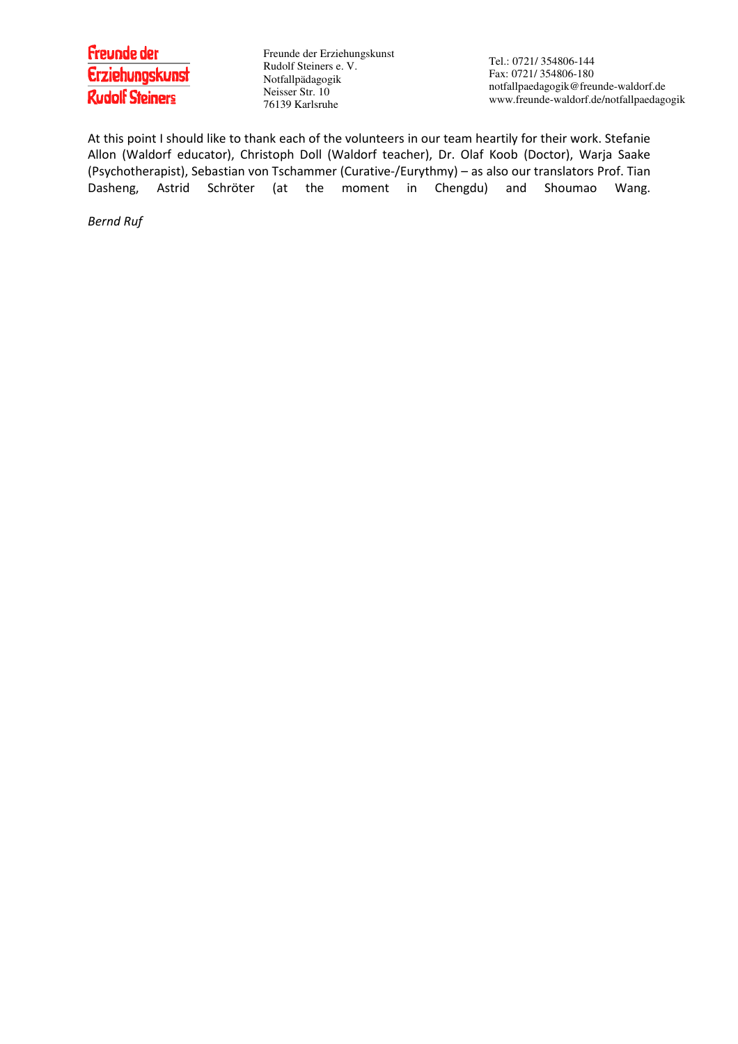At this point I should like to thank each of the volunteers in our team heartily for their work. Stefanie Allon (Waldorf educator), Christoph Doll (Waldorf teacher), Dr. Olaf Koob (Doctor), Warja Saake (Psychotherapist), Sebastian von Tschammer (Curative-/Eurythmy) – as also our translators Prof. Tian Dasheng, Astrid Schröter (at the moment in Chengdu) and Shoumao Wang.

*Bernd Ruf*